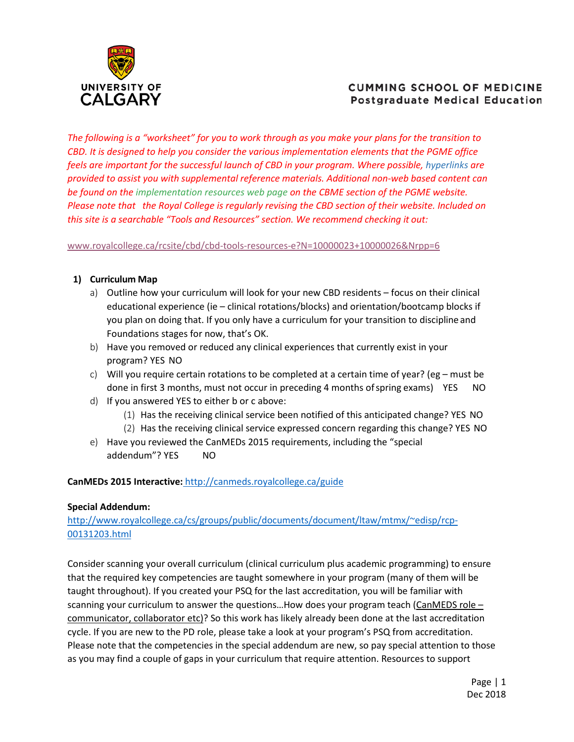UNIVERSITY OF CALGARY

CUMMING SCHOOL OF MEDICINE
Postgraduate Medical Education

*The following is a "worksheet" for you to work through as you make your plans for the transition to CBD. It is designed to help you consider the various implementation elements that the PGME office feels are important for the successful launch of CBD in your program. Where possible, hyperlinks are provided to assist you with supplemental reference materials. Additional non-web based content can be found on the implementation resources web page on the CBME section of the PGME website. Please note that the Royal College is regularly revising the CBD section of their website. Included on this site is a searchable "Tools and Resources" section. We recommend checking it out:*

www.royalcollege.ca/rcsite/cbd/cbd-tools-resources-e?N=10000023+10000026&Nrpp=6

1) **Curriculum Map**
   a) Outline how your curriculum will look for your new CBD residents – focus on their clinical educational experience (ie – clinical rotations/blocks) and orientation/bootcamp blocks if you plan on doing that. If you only have a curriculum for your transition to discipline and Foundations stages for now, that's OK.
   b) Have you removed or reduced any clinical experiences that currently exist in your program? YES NO
   c) Will you require certain rotations to be completed at a certain time of year? (eg – must be done in first 3 months, must not occur in preceding 4 months of spring exams) YES NO
   d) If you answered YES to either b or c above:
      (1) Has the receiving clinical service been notified of this anticipated change? YES NO
      (2) Has the receiving clinical service expressed concern regarding this change? YES NO
   e) Have you reviewed the CanMEDs 2015 requirements, including the "special addendum"? YES NO

**CanMEDs 2015 Interactive:** http://canmeds.royalcollege.ca/guide

**Special Addendum:**
http://www.royalcollege.ca/cs/groups/public/documents/document/ltaw/mtmx/~edisp/rcp-00131203.html

Consider scanning your overall curriculum (clinical curriculum plus academic programming) to ensure that the required key competencies are taught somewhere in your program (many of them will be taught throughout). If you created your PSQ for the last accreditation, you will be familiar with scanning your curriculum to answer the questions…How does your program teach (CanMEDS role – communicator, collaborator etc)? So this work has likely already been done at the last accreditation cycle. If you are new to the PD role, please take a look at your program's PSQ from accreditation. Please note that the competencies in the special addendum are new, so pay special attention to those as you may find a couple of gaps in your curriculum that require attention. Resources to support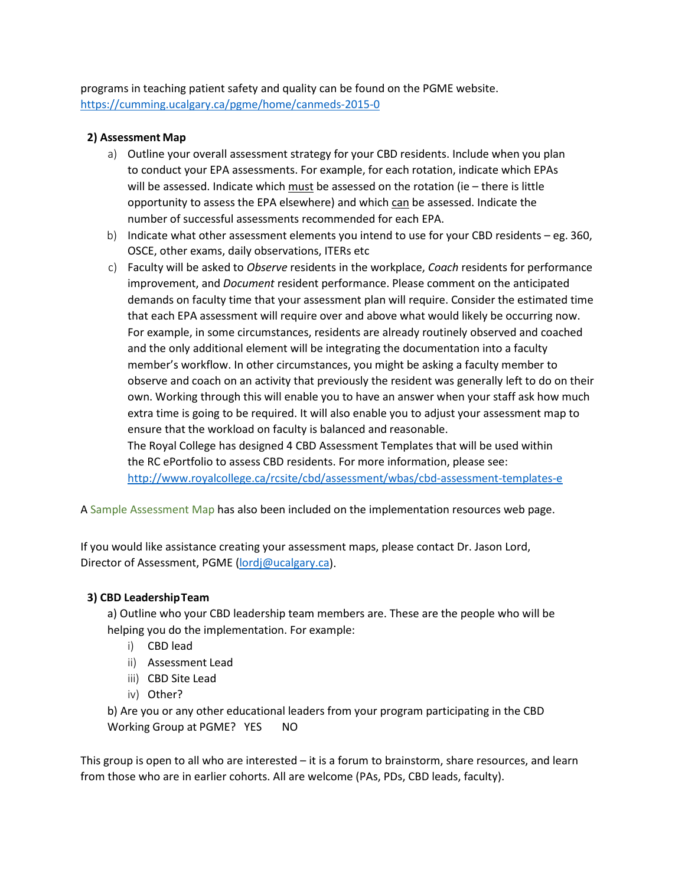programs in teaching patient safety and quality can be found on the PGME website.
https://cumming.ucalgary.ca/pgme/home/canmeds-2015-0

**2) Assessment Map**

a) Outline your overall assessment strategy for your CBD residents. Include when you plan to conduct your EPA assessments. For example, for each rotation, indicate which EPAs will be assessed. Indicate which must be assessed on the rotation (ie – there is little opportunity to assess the EPA elsewhere) and which can be assessed. Indicate the number of successful assessments recommended for each EPA.

b) Indicate what other assessment elements you intend to use for your CBD residents – eg. 360, OSCE, other exams, daily observations, ITERs etc

c) Faculty will be asked to *Observe* residents in the workplace, *Coach* residents for performance improvement, and *Document* resident performance. Please comment on the anticipated demands on faculty time that your assessment plan will require. Consider the estimated time that each EPA assessment will require over and above what would likely be occurring now. For example, in some circumstances, residents are already routinely observed and coached and the only additional element will be integrating the documentation into a faculty member's workflow. In other circumstances, you might be asking a faculty member to observe and coach on an activity that previously the resident was generally left to do on their own. Working through this will enable you to have an answer when your staff ask how much extra time is going to be required. It will also enable you to adjust your assessment map to ensure that the workload on faculty is balanced and reasonable.
The Royal College has designed 4 CBD Assessment Templates that will be used within the RC ePortfolio to assess CBD residents. For more information, please see:
http://www.royalcollege.ca/rcsite/cbd/assessment/wbas/cbd-assessment-templates-e

A Sample Assessment Map has also been included on the implementation resources web page.

If you would like assistance creating your assessment maps, please contact Dr. Jason Lord, Director of Assessment, PGME (lordj@ucalgary.ca).

**3) CBD Leadership Team**

a) Outline who your CBD leadership team members are. These are the people who will be helping you do the implementation. For example:

i) CBD lead
ii) Assessment Lead
iii) CBD Site Lead
iv) Other?

b) Are you or any other educational leaders from your program participating in the CBD Working Group at PGME? YES NO

This group is open to all who are interested – it is a forum to brainstorm, share resources, and learn from those who are in earlier cohorts. All are welcome (PAs, PDs, CBD leads, faculty).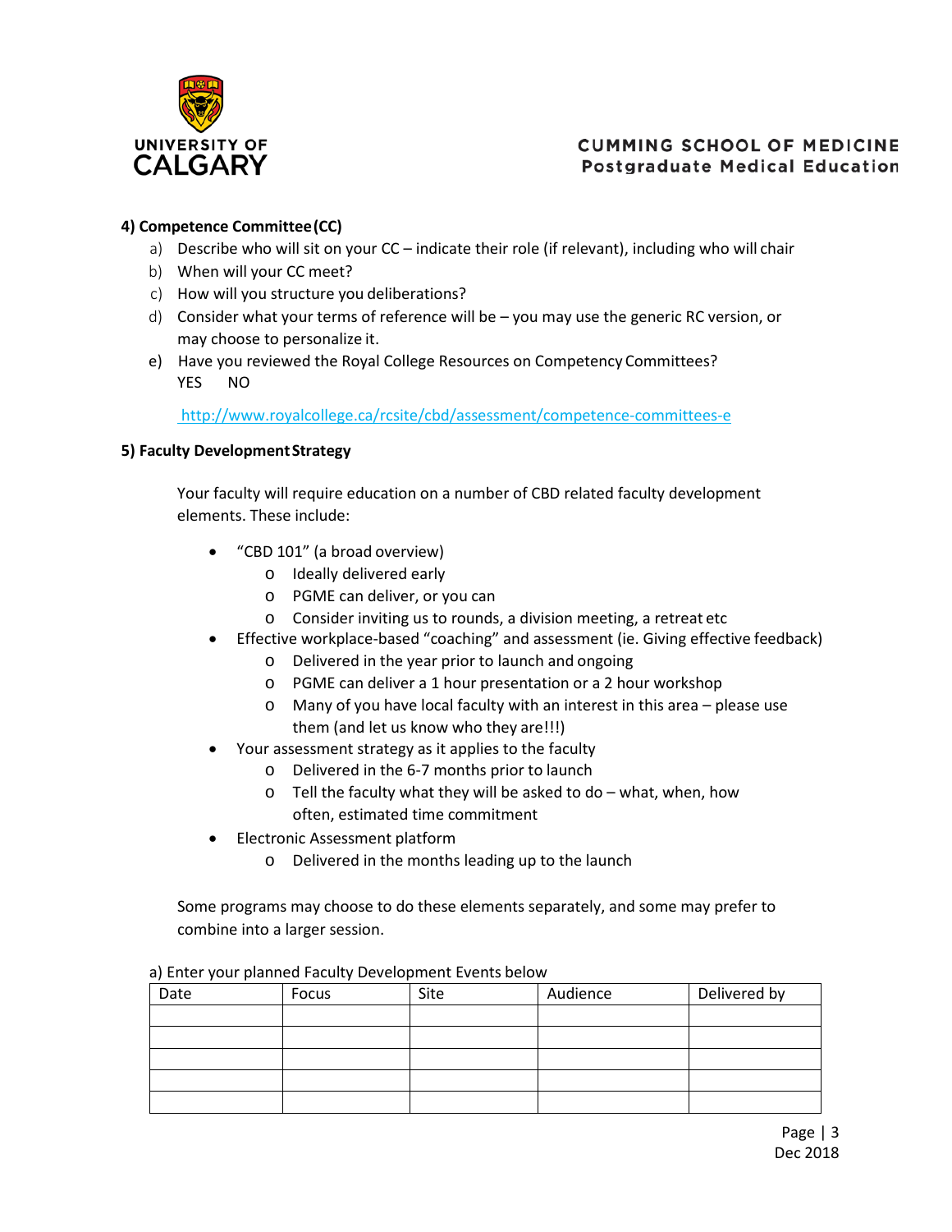### 4) Competence Committee (CC)

a) Describe who will sit on your CC – indicate their role (if relevant), including who will chair
b) When will your CC meet?
c) How will you structure you deliberations?
d) Consider what your terms of reference will be – you may use the generic RC version, or may choose to personalize it.
e) Have you reviewed the Royal College Resources on Competency Committees?
   YES NO

http://www.royalcollege.ca/rcsite/cbd/assessment/competence-committees-e

### 5) Faculty Development Strategy

Your faculty will require education on a number of CBD related faculty development elements. These include:

- "CBD 101" (a broad overview)
  - Ideally delivered early
  - PGME can deliver, or you can
  - Consider inviting us to rounds, a division meeting, a retreat etc
- Effective workplace-based "coaching" and assessment (ie. Giving effective feedback)
  - Delivered in the year prior to launch and ongoing
  - PGME can deliver a 1 hour presentation or a 2 hour workshop
  - Many of you have local faculty with an interest in this area – please use them (and let us know who they are!!!)
- Your assessment strategy as it applies to the faculty
  - Delivered in the 6-7 months prior to launch
  - Tell the faculty what they will be asked to do – what, when, how often, estimated time commitment
- Electronic Assessment platform
  - Delivered in the months leading up to the launch

Some programs may choose to do these elements separately, and some may prefer to combine into a larger session.

a) Enter your planned Faculty Development Events below

| Date | Focus | Site | Audience | Delivered by |
|---|---|---|---|---|
| | | | | |
| | | | | |
| | | | | |
| | | | | |
| | | | | |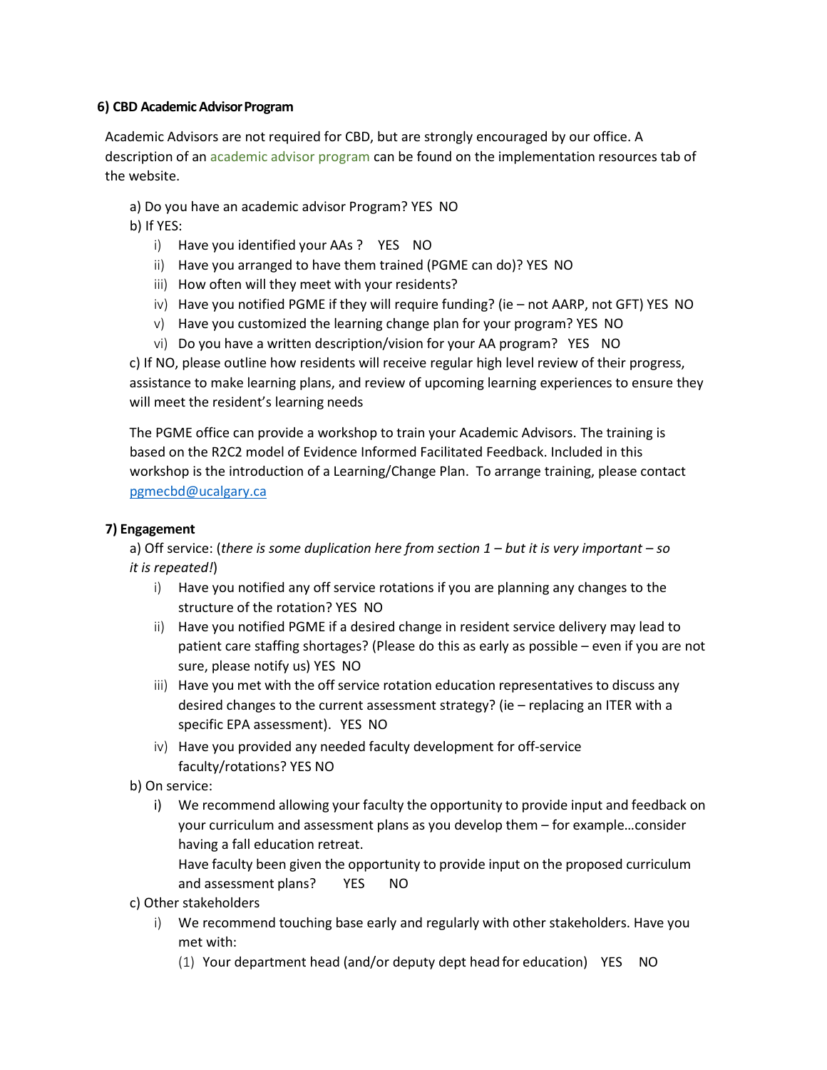**6) CBD Academic Advisor Program**

Academic Advisors are not required for CBD, but are strongly encouraged by our office. A description of an academic advisor program can be found on the implementation resources tab of the website.

a) Do you have an academic advisor Program? YES NO

b) If YES:

i) Have you identified your AAs ? YES NO

ii) Have you arranged to have them trained (PGME can do)? YES NO

iii) How often will they meet with your residents?

iv) Have you notified PGME if they will require funding? (ie – not AARP, not GFT) YES NO

v) Have you customized the learning change plan for your program? YES NO

vi) Do you have a written description/vision for your AA program? YES NO

c) If NO, please outline how residents will receive regular high level review of their progress, assistance to make learning plans, and review of upcoming learning experiences to ensure they will meet the resident's learning needs

The PGME office can provide a workshop to train your Academic Advisors. The training is based on the R2C2 model of Evidence Informed Facilitated Feedback. Included in this workshop is the introduction of a Learning/Change Plan. To arrange training, please contact pgmecbd@ucalgary.ca

**7) Engagement**

a) Off service: (*there is some duplication here from section 1 – but it is very important – so it is repeated!*)

i) Have you notified any off service rotations if you are planning any changes to the structure of the rotation? YES NO

ii) Have you notified PGME if a desired change in resident service delivery may lead to patient care staffing shortages? (Please do this as early as possible – even if you are not sure, please notify us) YES NO

iii) Have you met with the off service rotation education representatives to discuss any desired changes to the current assessment strategy? (ie – replacing an ITER with a specific EPA assessment). YES NO

iv) Have you provided any needed faculty development for off-service faculty/rotations? YES NO

b) On service:

i) We recommend allowing your faculty the opportunity to provide input and feedback on your curriculum and assessment plans as you develop them – for example…consider having a fall education retreat.
Have faculty been given the opportunity to provide input on the proposed curriculum and assessment plans? YES NO

c) Other stakeholders

i) We recommend touching base early and regularly with other stakeholders. Have you met with:

(1) Your department head (and/or deputy dept head for education) YES NO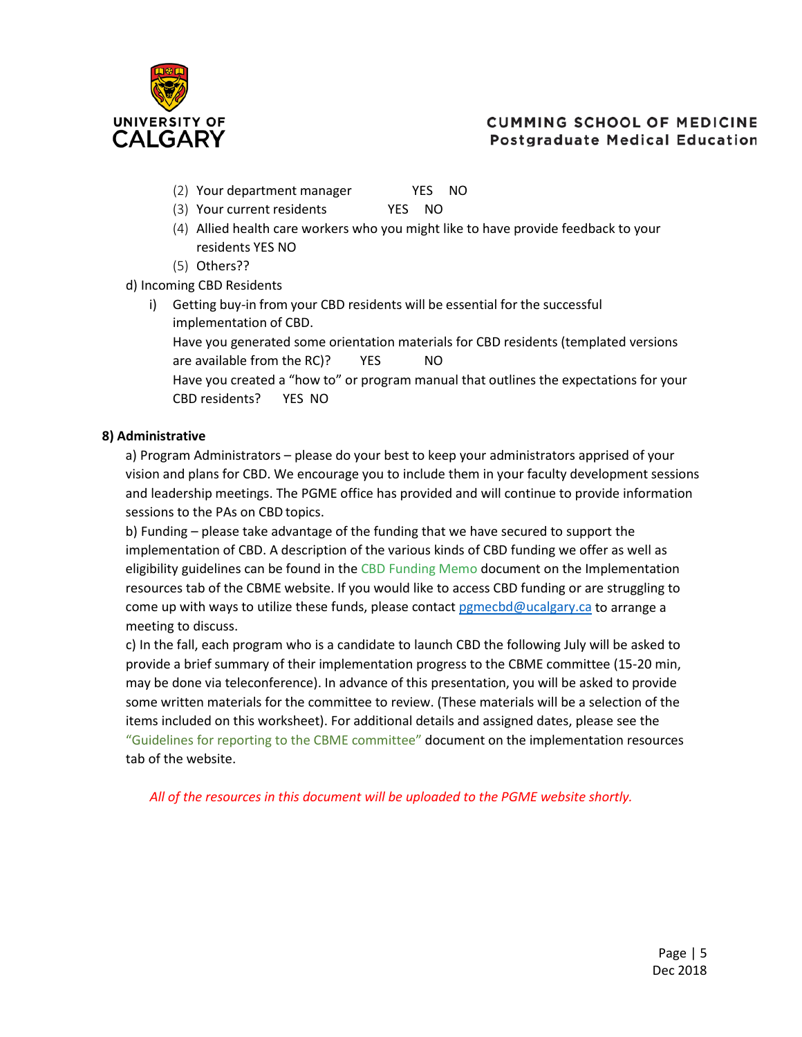(2) Your department manager YES NO

(3) Your current residents YES NO

(4) Allied health care workers who you might like to have provide feedback to your residents YES NO

(5) Others??

d) Incoming CBD Residents

i) Getting buy-in from your CBD residents will be essential for the successful implementation of CBD.

Have you generated some orientation materials for CBD residents (templated versions are available from the RC)? YES NO

Have you created a "how to" or program manual that outlines the expectations for your CBD residents? YES NO

**8) Administrative**

a) Program Administrators – please do your best to keep your administrators apprised of your vision and plans for CBD. We encourage you to include them in your faculty development sessions and leadership meetings. The PGME office has provided and will continue to provide information sessions to the PAs on CBD topics.

b) Funding – please take advantage of the funding that we have secured to support the implementation of CBD. A description of the various kinds of CBD funding we offer as well as eligibility guidelines can be found in the CBD Funding Memo document on the Implementation resources tab of the CBME website. If you would like to access CBD funding or are struggling to come up with ways to utilize these funds, please contact pgmecbd@ucalgary.ca to arrange a meeting to discuss.

c) In the fall, each program who is a candidate to launch CBD the following July will be asked to provide a brief summary of their implementation progress to the CBME committee (15-20 min, may be done via teleconference). In advance of this presentation, you will be asked to provide some written materials for the committee to review. (These materials will be a selection of the items included on this worksheet). For additional details and assigned dates, please see the "Guidelines for reporting to the CBME committee" document on the implementation resources tab of the website.

*All of the resources in this document will be uploaded to the PGME website shortly.*

Dec 2018